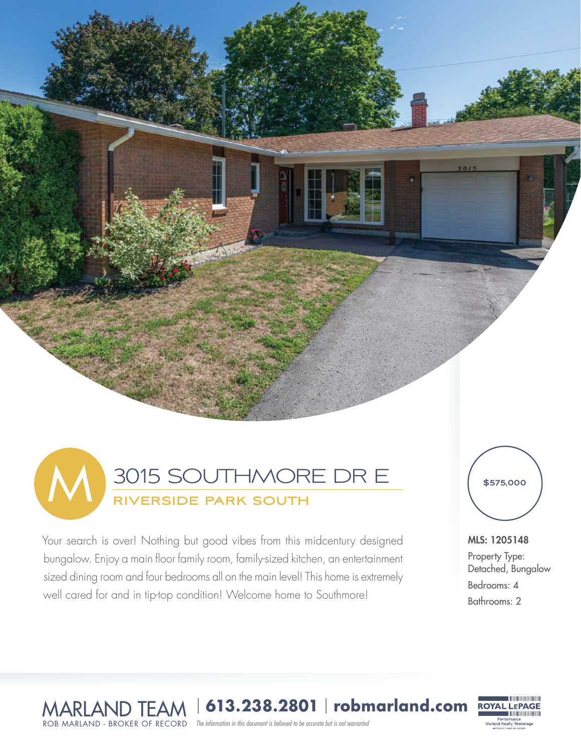# 3015 SOUTHMORE DR E

## RIVERSIDE PARK SOUTH

Your search is over! Nothing but good vibes from this midcentury designed bungalow. Enjoy a main floor family room, family-sized kitchen, an entertainment sized dining room and four bedrooms all on the main level! This home is extremely well cared for and in tip-top condition! Welcome home to Southmore!

**$575,000**

**MLS: 1205148**

Property Type: Detached, Bungalow

Bedrooms: 4

Bathrooms: 2

MARLAND TEAM | **613.238.2801** | **robmarland.com**

ROB MARLAND - BROKER OF RECORD

*The information in this document is believed to be accurate but is not warranted*

ROYAL LEPAGE Performance Marland Realty, Brokerage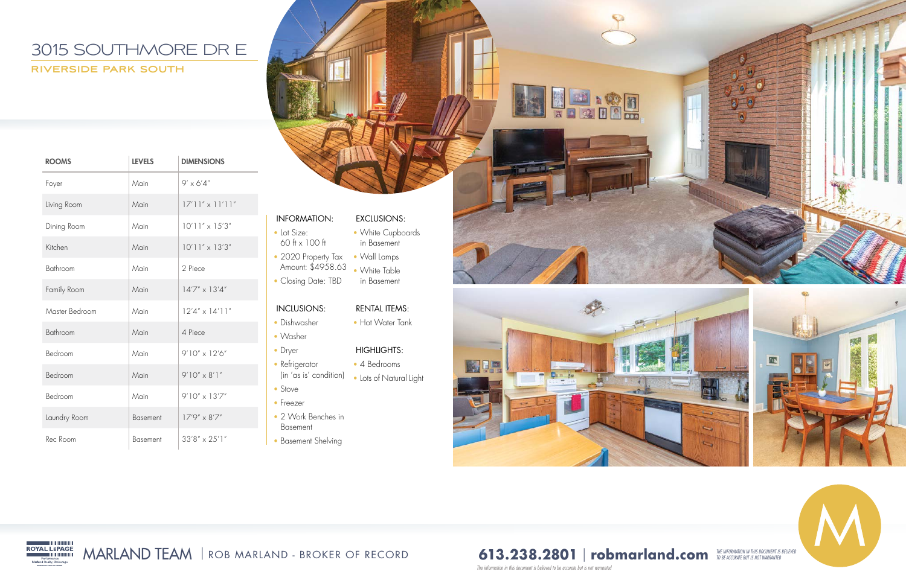# 3015 SOUTHMORE DR E

## RIVERSIDE PARK SOUTH

| ROOMS | LEVELS | DIMENSIONS |
| --- | --- | --- |
| Foyer | Main | 9' x 6'4" |
| Living Room | Main | 17'11" x 11'11" |
| Dining Room | Main | 10'11" x 15'3" |
| Kitchen | Main | 10'11" x 13'3" |
| Bathroom | Main | 2 Piece |
| Family Room | Main | 14'7" x 13'4" |
| Master Bedroom | Main | 12'4" x 14'11" |
| Bathroom | Main | 4 Piece |
| Bedroom | Main | 9'10" x 12'6" |
| Bedroom | Main | 9'10" x 8'1" |
| Bedroom | Main | 9'10" x 13'7" |
| Laundry Room | Basement | 17'9" x 8'7" |
| Rec Room | Basement | 33'8" x 25'1" |

### INFORMATION:

- Lot Size: 60 ft x 100 ft
- 2020 Property Tax Amount: $4958.63
- Closing Date: TBD

### INCLUSIONS:

- Dishwasher
- Washer
- Dryer
- Refrigerator (in 'as is' condition)
- Stove
- Freezer
- 2 Work Benches in Basement
- Basement Shelving

### EXCLUSIONS:

- White Cupboards in Basement
- Wall Lamps
- White Table in Basement

### RENTAL ITEMS:

- Hot Water Tank

### HIGHLIGHTS:

- 4 Bedrooms
- Lots of Natural Light

MARLAND TEAM | ROB MARLAND - BROKER OF RECORD

**613.238.2801** | **robmarland.com**

*THE INFORMATION IN THIS DOCUMENT IS BELIEVED TO BE ACCURATE BUT IS NOT WARRANTED*

*The information in this document is believed to be accurate but is not warranted*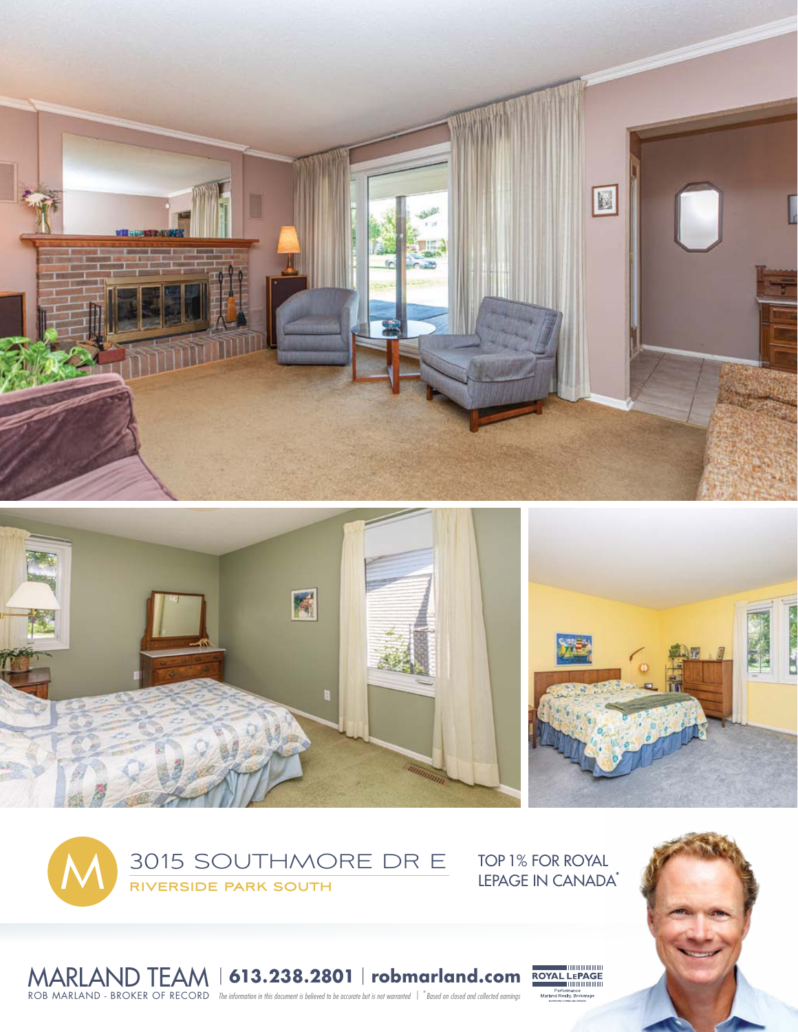M

# 3015 SOUTHMORE DR E

RIVERSIDE PARK SOUTH

TOP 1% FOR ROYAL LEPAGE IN CANADA*

**MARLAND TEAM** | **613.238.2801** | **robmarland.com**

ROB MARLAND - BROKER OF RECORD

*The information in this document is believed to be accurate but is not warranted* | *\*Based on closed and collected earnings*

ROYAL LEPAGE

Performance
Marland Realty, Brokerage